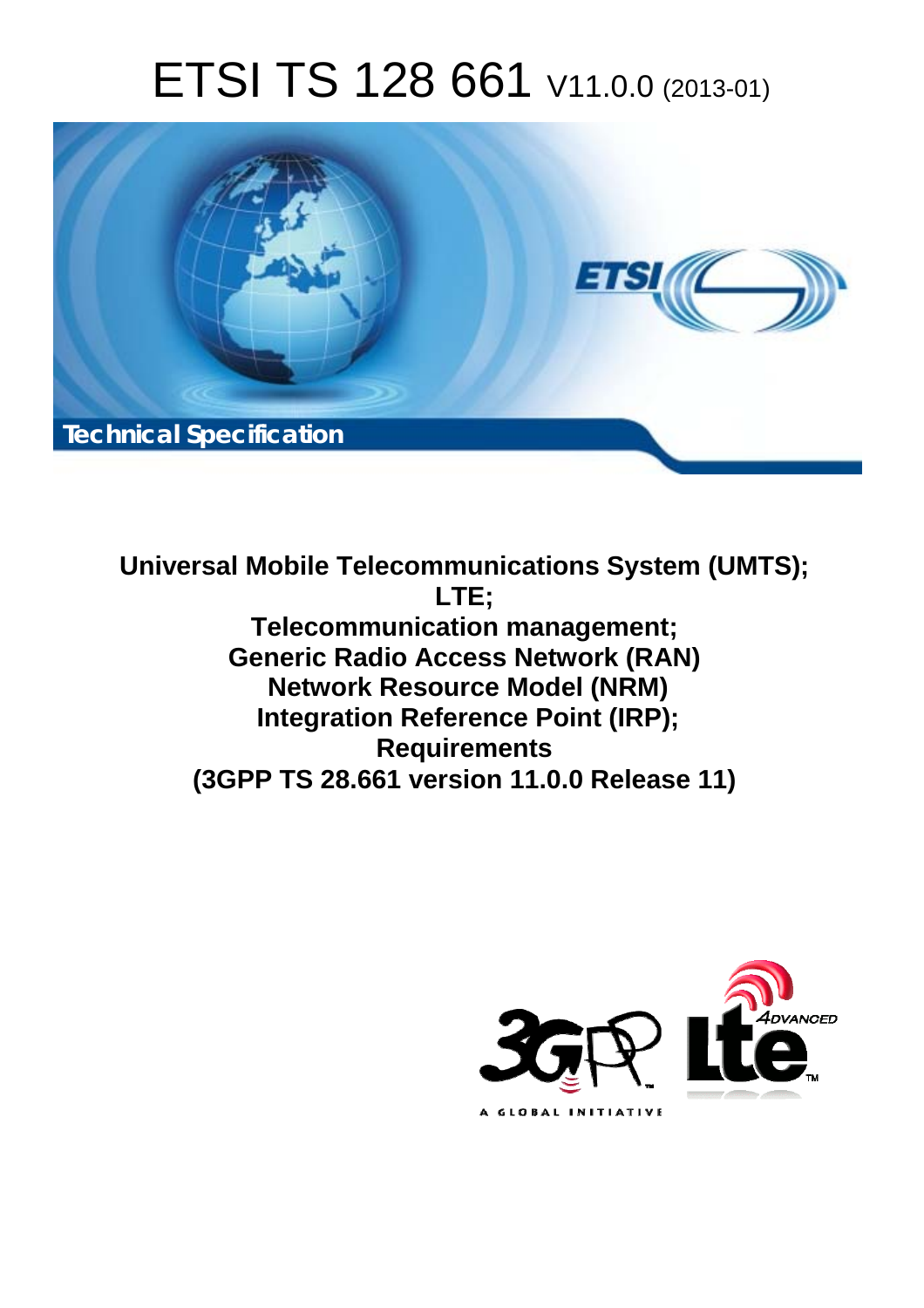# ETSI TS 128 661 V11.0.0 (2013-01)

Technical Specification

**Universal Mobile Telecommunications System (UMTS); LTE; Telecommunication management; Generic Radio Access Network (RAN) Network Resource Model (NRM) Integration Reference Point (IRP); Requirements (3GPP TS 28.661 version 11.0.0 Release 11)**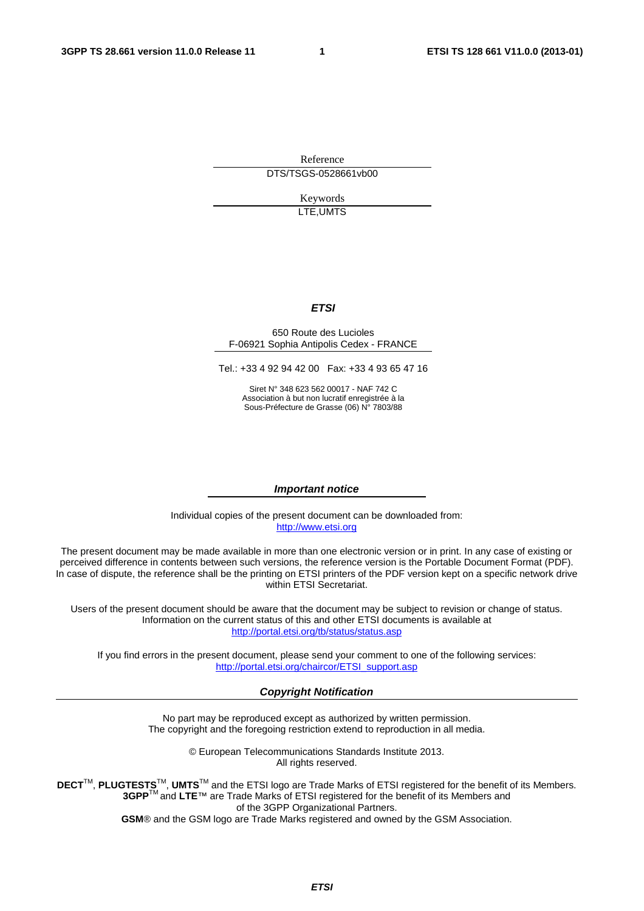Reference

DTS/TSGS-0528661vb00

Keywords

LTE,UMTS

***ETSI***

650 Route des Lucioles
F-06921 Sophia Antipolis Cedex - FRANCE

Tel.: +33 4 92 94 42 00 Fax: +33 4 93 65 47 16

Siret N° 348 623 562 00017 - NAF 742 C
Association à but non lucratif enregistrée à la
Sous-Préfecture de Grasse (06) N° 7803/88

***Important notice***

Individual copies of the present document can be downloaded from:
http://www.etsi.org

The present document may be made available in more than one electronic version or in print. In any case of existing or perceived difference in contents between such versions, the reference version is the Portable Document Format (PDF). In case of dispute, the reference shall be the printing on ETSI printers of the PDF version kept on a specific network drive within ETSI Secretariat.

Users of the present document should be aware that the document may be subject to revision or change of status. Information on the current status of this and other ETSI documents is available at
http://portal.etsi.org/tb/status/status.asp

If you find errors in the present document, please send your comment to one of the following services:
http://portal.etsi.org/chaircor/ETSI_support.asp

***Copyright Notification***

No part may be reproduced except as authorized by written permission.
The copyright and the foregoing restriction extend to reproduction in all media.

© European Telecommunications Standards Institute 2013.
All rights reserved.

**DECT**™, **PLUGTESTS**™, **UMTS**™ and the ETSI logo are Trade Marks of ETSI registered for the benefit of its Members.
**3GPP**™ and **LTE**™ are Trade Marks of ETSI registered for the benefit of its Members and of the 3GPP Organizational Partners.
**GSM**® and the GSM logo are Trade Marks registered and owned by the GSM Association.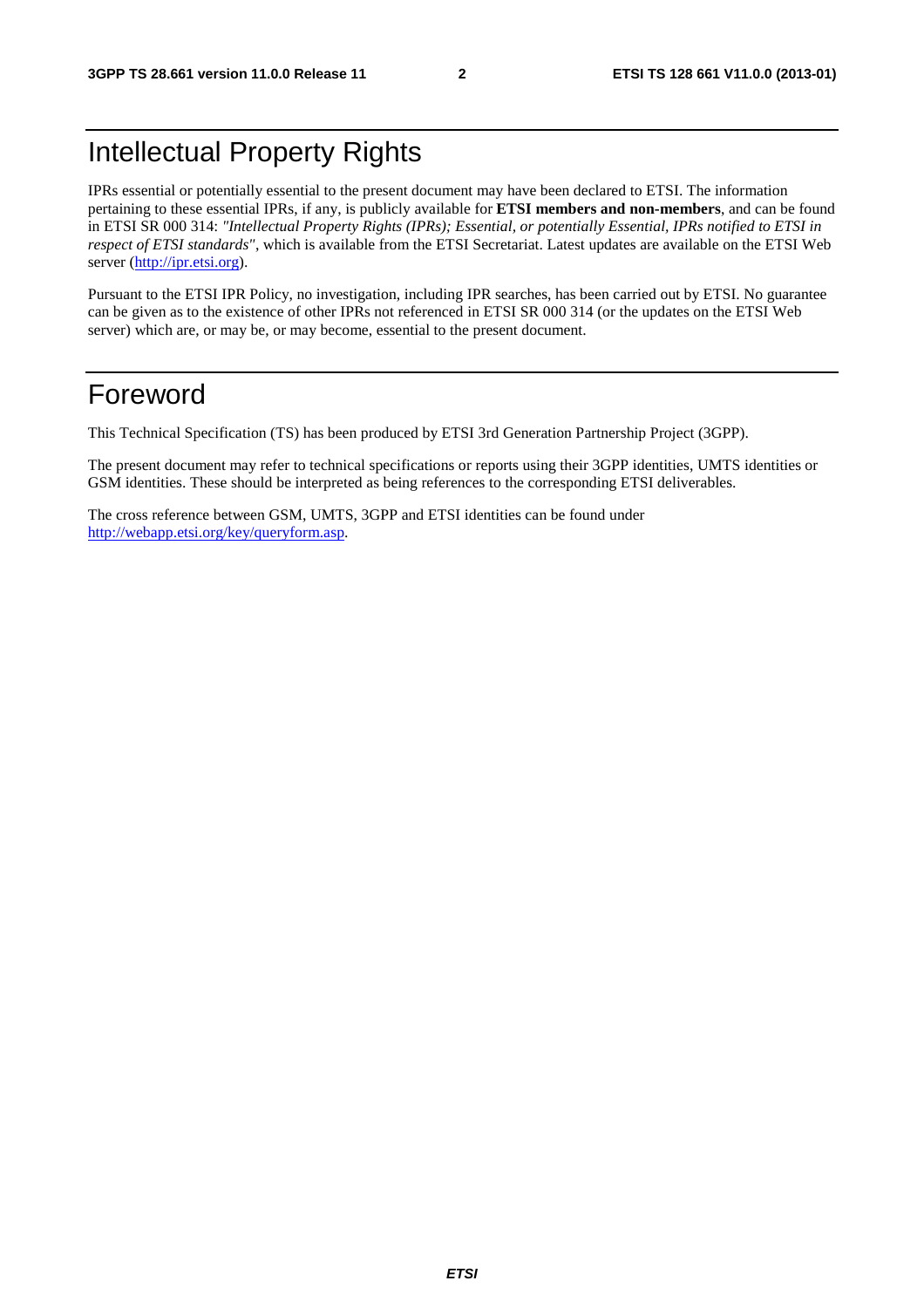# Intellectual Property Rights

IPRs essential or potentially essential to the present document may have been declared to ETSI. The information pertaining to these essential IPRs, if any, is publicly available for **ETSI members and non-members**, and can be found in ETSI SR 000 314: *"Intellectual Property Rights (IPRs); Essential, or potentially Essential, IPRs notified to ETSI in respect of ETSI standards"*, which is available from the ETSI Secretariat. Latest updates are available on the ETSI Web server (http://ipr.etsi.org).

Pursuant to the ETSI IPR Policy, no investigation, including IPR searches, has been carried out by ETSI. No guarantee can be given as to the existence of other IPRs not referenced in ETSI SR 000 314 (or the updates on the ETSI Web server) which are, or may be, or may become, essential to the present document.

# Foreword

This Technical Specification (TS) has been produced by ETSI 3rd Generation Partnership Project (3GPP).

The present document may refer to technical specifications or reports using their 3GPP identities, UMTS identities or GSM identities. These should be interpreted as being references to the corresponding ETSI deliverables.

The cross reference between GSM, UMTS, 3GPP and ETSI identities can be found under http://webapp.etsi.org/key/queryform.asp.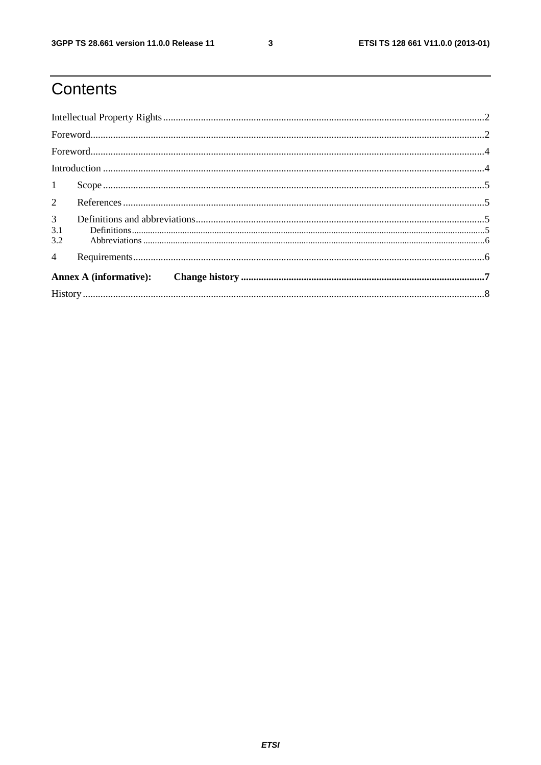# Contents

Intellectual Property Rights ........................................................................................................................................2

Foreword.....................................................................................................................................................................2

Foreword.....................................................................................................................................................................4

Introduction ................................................................................................................................................................4

1 Scope .......................................................................................................................................................................5

2 References ...............................................................................................................................................................5

3 Definitions and abbreviations..................................................................................................................................5

3.1 Definitions............................................................................................................................................................5

3.2 Abbreviations .......................................................................................................................................................6

4 Requirements...........................................................................................................................................................6

**Annex A (informative): Change history .................................................................................................7**

History .........................................................................................................................................................................8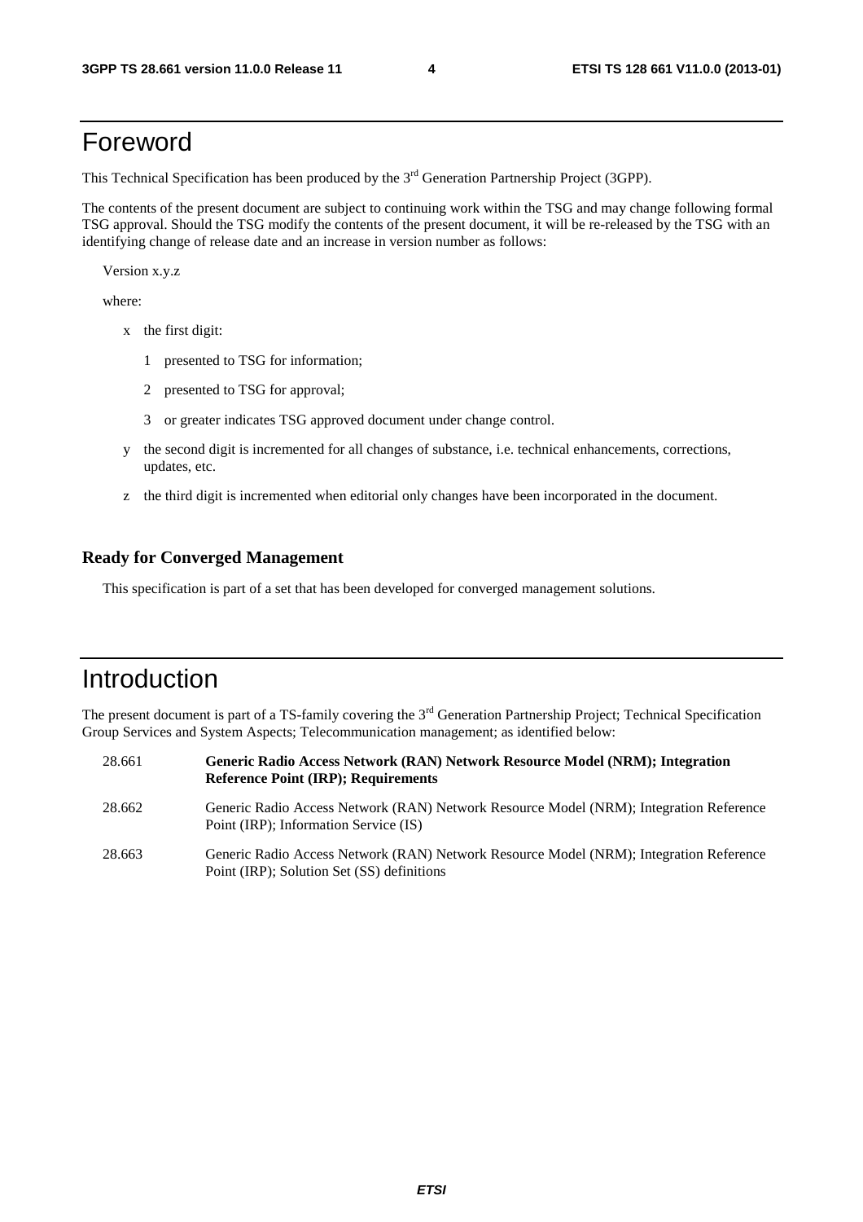# Foreword

This Technical Specification has been produced by the 3rd Generation Partnership Project (3GPP).

The contents of the present document are subject to continuing work within the TSG and may change following formal TSG approval. Should the TSG modify the contents of the present document, it will be re-released by the TSG with an identifying change of release date and an increase in version number as follows:

Version x.y.z

where:

- x the first digit:
  - 1 presented to TSG for information;
  - 2 presented to TSG for approval;
  - 3 or greater indicates TSG approved document under change control.
- y the second digit is incremented for all changes of substance, i.e. technical enhancements, corrections, updates, etc.
- z the third digit is incremented when editorial only changes have been incorporated in the document.

### Ready for Converged Management

This specification is part of a set that has been developed for converged management solutions.

# Introduction

The present document is part of a TS-family covering the 3rd Generation Partnership Project; Technical Specification Group Services and System Aspects; Telecommunication management; as identified below:

| | |
|---|---|
| 28.661 | **Generic Radio Access Network (RAN) Network Resource Model (NRM); Integration Reference Point (IRP); Requirements** |
| 28.662 | Generic Radio Access Network (RAN) Network Resource Model (NRM); Integration Reference Point (IRP); Information Service (IS) |
| 28.663 | Generic Radio Access Network (RAN) Network Resource Model (NRM); Integration Reference Point (IRP); Solution Set (SS) definitions |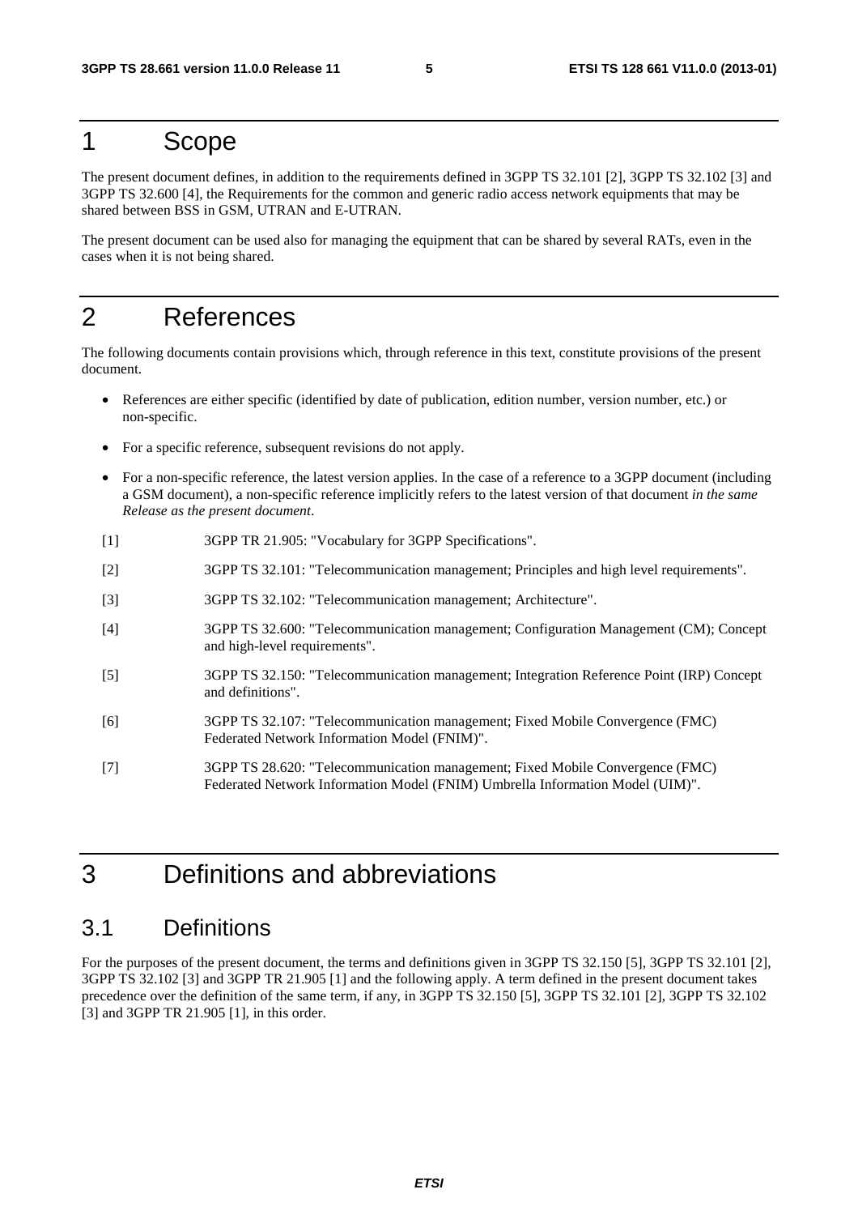# 1 Scope

The present document defines, in addition to the requirements defined in 3GPP TS 32.101 [2], 3GPP TS 32.102 [3] and 3GPP TS 32.600 [4], the Requirements for the common and generic radio access network equipments that may be shared between BSS in GSM, UTRAN and E-UTRAN.

The present document can be used also for managing the equipment that can be shared by several RATs, even in the cases when it is not being shared.

# 2 References

The following documents contain provisions which, through reference in this text, constitute provisions of the present document.

- References are either specific (identified by date of publication, edition number, version number, etc.) or non-specific.
- For a specific reference, subsequent revisions do not apply.
- For a non-specific reference, the latest version applies. In the case of a reference to a 3GPP document (including a GSM document), a non-specific reference implicitly refers to the latest version of that document *in the same Release as the present document*.

[1] 3GPP TR 21.905: "Vocabulary for 3GPP Specifications".

[2] 3GPP TS 32.101: "Telecommunication management; Principles and high level requirements".

[3] 3GPP TS 32.102: "Telecommunication management; Architecture".

[4] 3GPP TS 32.600: "Telecommunication management; Configuration Management (CM); Concept and high-level requirements".

[5] 3GPP TS 32.150: "Telecommunication management; Integration Reference Point (IRP) Concept and definitions".

[6] 3GPP TS 32.107: "Telecommunication management; Fixed Mobile Convergence (FMC) Federated Network Information Model (FNIM)".

[7] 3GPP TS 28.620: "Telecommunication management; Fixed Mobile Convergence (FMC) Federated Network Information Model (FNIM) Umbrella Information Model (UIM)".

# 3 Definitions and abbreviations

## 3.1 Definitions

For the purposes of the present document, the terms and definitions given in 3GPP TS 32.150 [5], 3GPP TS 32.101 [2], 3GPP TS 32.102 [3] and 3GPP TR 21.905 [1] and the following apply. A term defined in the present document takes precedence over the definition of the same term, if any, in 3GPP TS 32.150 [5], 3GPP TS 32.101 [2], 3GPP TS 32.102 [3] and 3GPP TR 21.905 [1], in this order.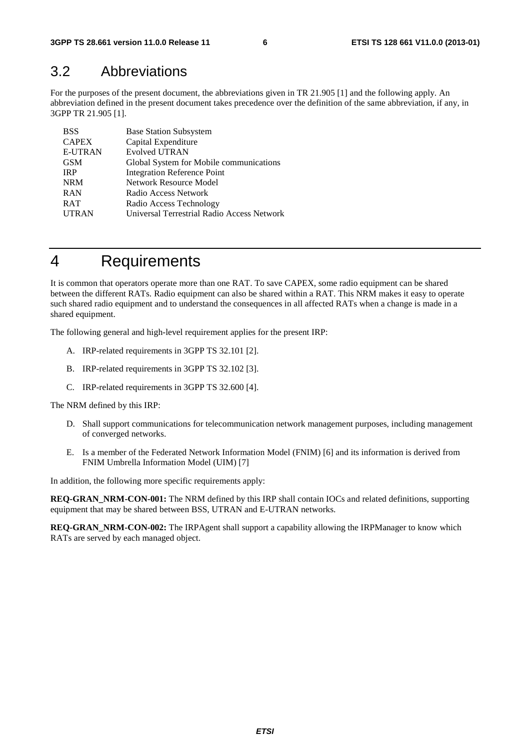## 3.2 Abbreviations

For the purposes of the present document, the abbreviations given in TR 21.905 [1] and the following apply. An abbreviation defined in the present document takes precedence over the definition of the same abbreviation, if any, in 3GPP TR 21.905 [1].

| | |
|---|---|
| BSS | Base Station Subsystem |
| CAPEX | Capital Expenditure |
| E-UTRAN | Evolved UTRAN |
| GSM | Global System for Mobile communications |
| IRP | Integration Reference Point |
| NRM | Network Resource Model |
| RAN | Radio Access Network |
| RAT | Radio Access Technology |
| UTRAN | Universal Terrestrial Radio Access Network |

# 4 Requirements

It is common that operators operate more than one RAT. To save CAPEX, some radio equipment can be shared between the different RATs. Radio equipment can also be shared within a RAT. This NRM makes it easy to operate such shared radio equipment and to understand the consequences in all affected RATs when a change is made in a shared equipment.

The following general and high-level requirement applies for the present IRP:

A. IRP-related requirements in 3GPP TS 32.101 [2].

B. IRP-related requirements in 3GPP TS 32.102 [3].

C. IRP-related requirements in 3GPP TS 32.600 [4].

The NRM defined by this IRP:

D. Shall support communications for telecommunication network management purposes, including management of converged networks.

E. Is a member of the Federated Network Information Model (FNIM) [6] and its information is derived from FNIM Umbrella Information Model (UIM) [7]

In addition, the following more specific requirements apply:

**REQ-GRAN_NRM-CON-001:** The NRM defined by this IRP shall contain IOCs and related definitions, supporting equipment that may be shared between BSS, UTRAN and E-UTRAN networks.

**REQ-GRAN_NRM-CON-002:** The IRPAgent shall support a capability allowing the IRPManager to know which RATs are served by each managed object.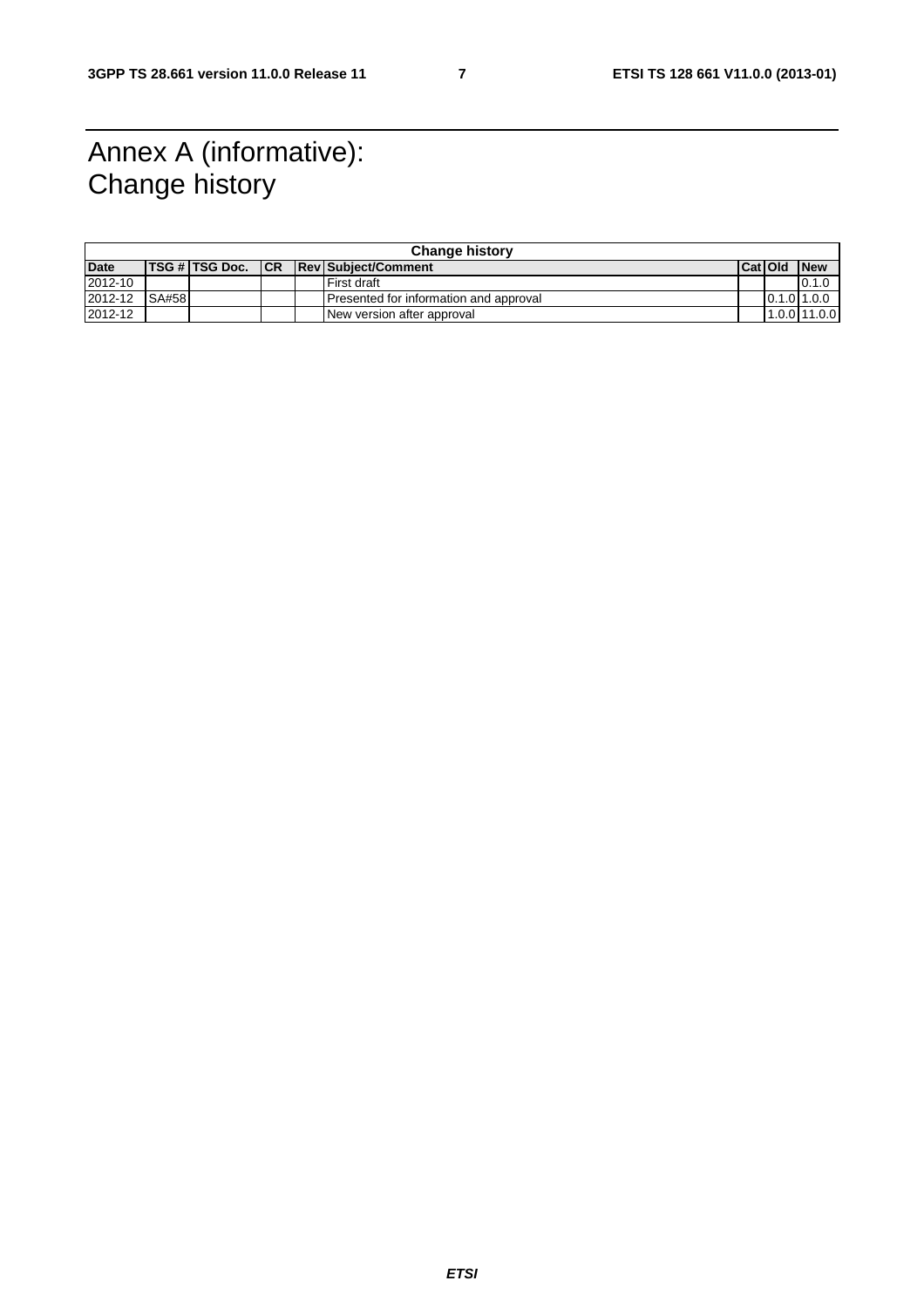# Annex A (informative): Change history

| Change history | | | | | | | | |
|---|---|---|---|---|---|---|---|---|
| **Date** | **TSG #** | **TSG Doc.** | **CR** | **Rev** | **Subject/Comment** | **Cat** | **Old** | **New** |
| 2012-10 | | | | | First draft | | | 0.1.0 |
| 2012-12 | SA#58 | | | | Presented for information and approval | | 0.1.0 | 1.0.0 |
| 2012-12 | | | | | New version after approval | | 1.0.0 | 11.0.0 |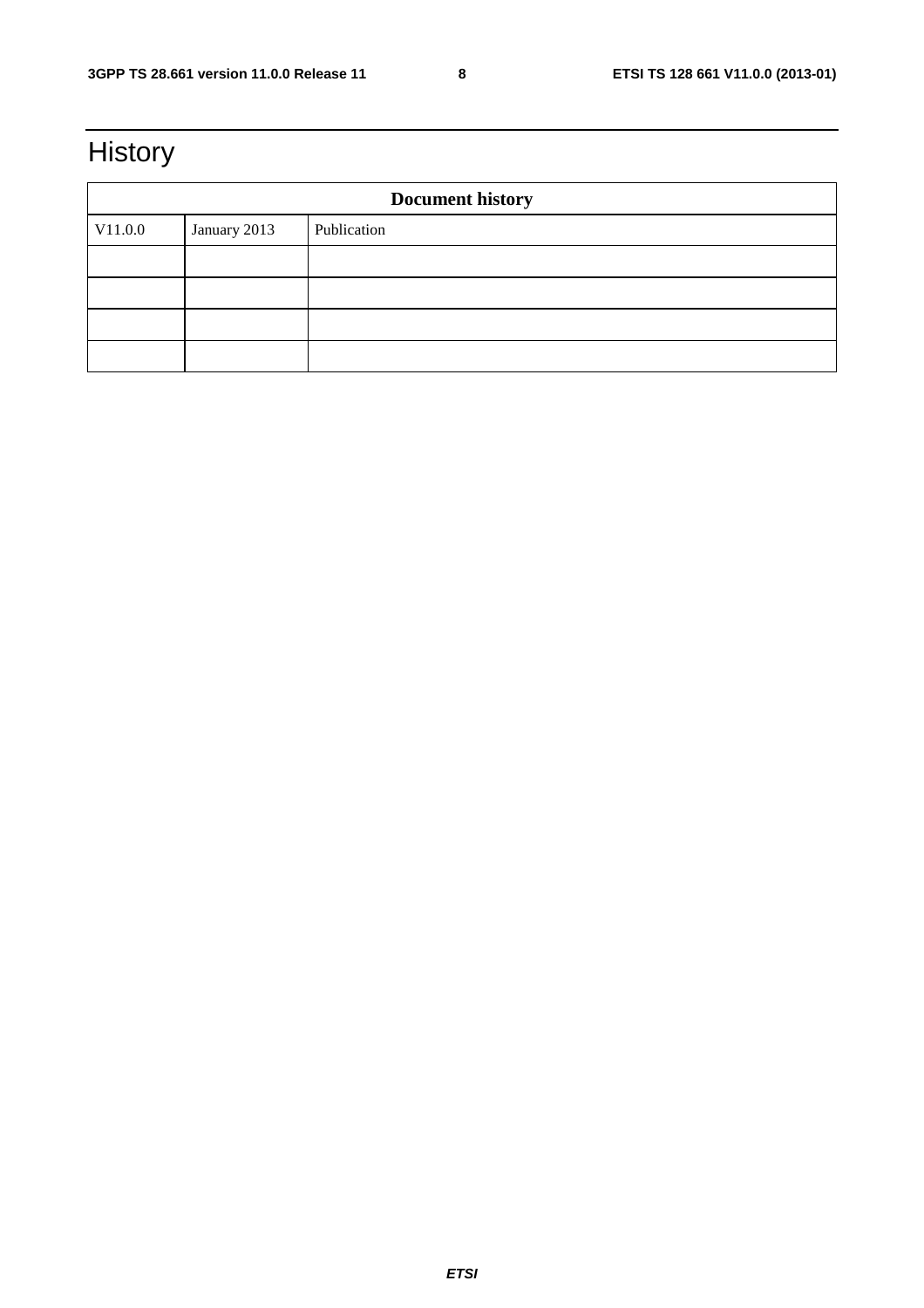# History

| Document history | | |
|---|---|---|
| V11.0.0 | January 2013 | Publication |
| | | |
| | | |
| | | |
| | | |